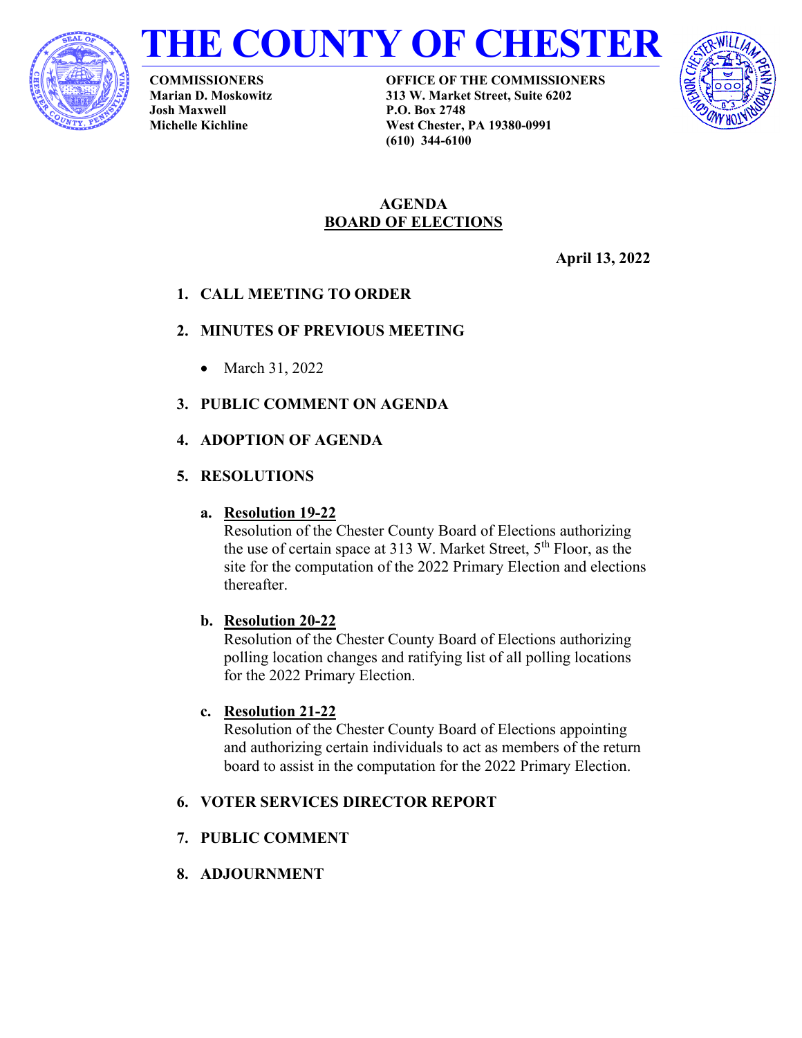# THE COUNTY OF CHESTER

**COMMISSIONERS**
**Marian D. Moskowitz**
**Josh Maxwell**
**Michelle Kichline**

**OFFICE OF THE COMMISSIONERS**
**313 W. Market Street, Suite 6202**
**P.O. Box 2748**
**West Chester, PA 19380-0991**
**(610) 344-6100**

## AGENDA
## BOARD OF ELECTIONS

**April 13, 2022**

1. **CALL MEETING TO ORDER**

2. **MINUTES OF PREVIOUS MEETING**
   - March 31, 2022

3. **PUBLIC COMMENT ON AGENDA**

4. **ADOPTION OF AGENDA**

5. **RESOLUTIONS**

   a. **Resolution 19-22**
   Resolution of the Chester County Board of Elections authorizing the use of certain space at 313 W. Market Street, 5th Floor, as the site for the computation of the 2022 Primary Election and elections thereafter.

   b. **Resolution 20-22**
   Resolution of the Chester County Board of Elections authorizing polling location changes and ratifying list of all polling locations for the 2022 Primary Election.

   c. **Resolution 21-22**
   Resolution of the Chester County Board of Elections appointing and authorizing certain individuals to act as members of the return board to assist in the computation for the 2022 Primary Election.

6. **VOTER SERVICES DIRECTOR REPORT**

7. **PUBLIC COMMENT**

8. **ADJOURNMENT**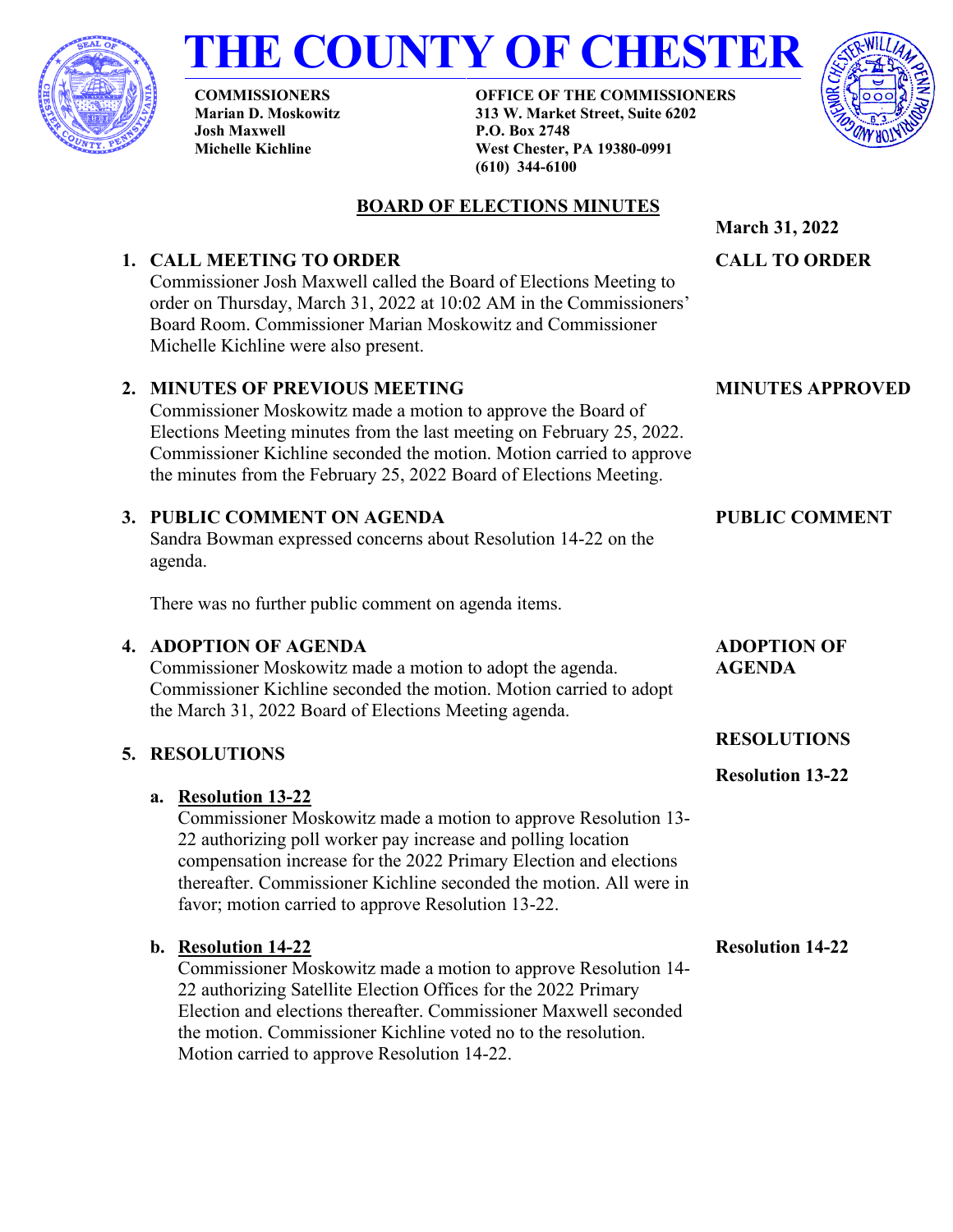# THE COUNTY OF CHESTER

**COMMISSIONERS**
**Marian D. Moskowitz**
**Josh Maxwell**
**Michelle Kichline**

**OFFICE OF THE COMMISSIONERS**
**313 W. Market Street, Suite 6202**
**P.O. Box 2748**
**West Chester, PA 19380-0991**
**(610) 344-6100**

## BOARD OF ELECTIONS MINUTES

**March 31, 2022**

### 1. CALL MEETING TO ORDER

**CALL TO ORDER**

Commissioner Josh Maxwell called the Board of Elections Meeting to order on Thursday, March 31, 2022 at 10:02 AM in the Commissioners' Board Room. Commissioner Marian Moskowitz and Commissioner Michelle Kichline were also present.

### 2. MINUTES OF PREVIOUS MEETING

**MINUTES APPROVED**

Commissioner Moskowitz made a motion to approve the Board of Elections Meeting minutes from the last meeting on February 25, 2022. Commissioner Kichline seconded the motion. Motion carried to approve the minutes from the February 25, 2022 Board of Elections Meeting.

### 3. PUBLIC COMMENT ON AGENDA

**PUBLIC COMMENT**

Sandra Bowman expressed concerns about Resolution 14-22 on the agenda.

There was no further public comment on agenda items.

### 4. ADOPTION OF AGENDA

**ADOPTION OF AGENDA**

Commissioner Moskowitz made a motion to adopt the agenda. Commissioner Kichline seconded the motion. Motion carried to adopt the March 31, 2022 Board of Elections Meeting agenda.

### 5. RESOLUTIONS

**RESOLUTIONS**

**a. Resolution 13-22**

**Resolution 13-22**

Commissioner Moskowitz made a motion to approve Resolution 13-22 authorizing poll worker pay increase and polling location compensation increase for the 2022 Primary Election and elections thereafter. Commissioner Kichline seconded the motion. All were in favor; motion carried to approve Resolution 13-22.

**b. Resolution 14-22**

**Resolution 14-22**

Commissioner Moskowitz made a motion to approve Resolution 14-22 authorizing Satellite Election Offices for the 2022 Primary Election and elections thereafter. Commissioner Maxwell seconded the motion. Commissioner Kichline voted no to the resolution. Motion carried to approve Resolution 14-22.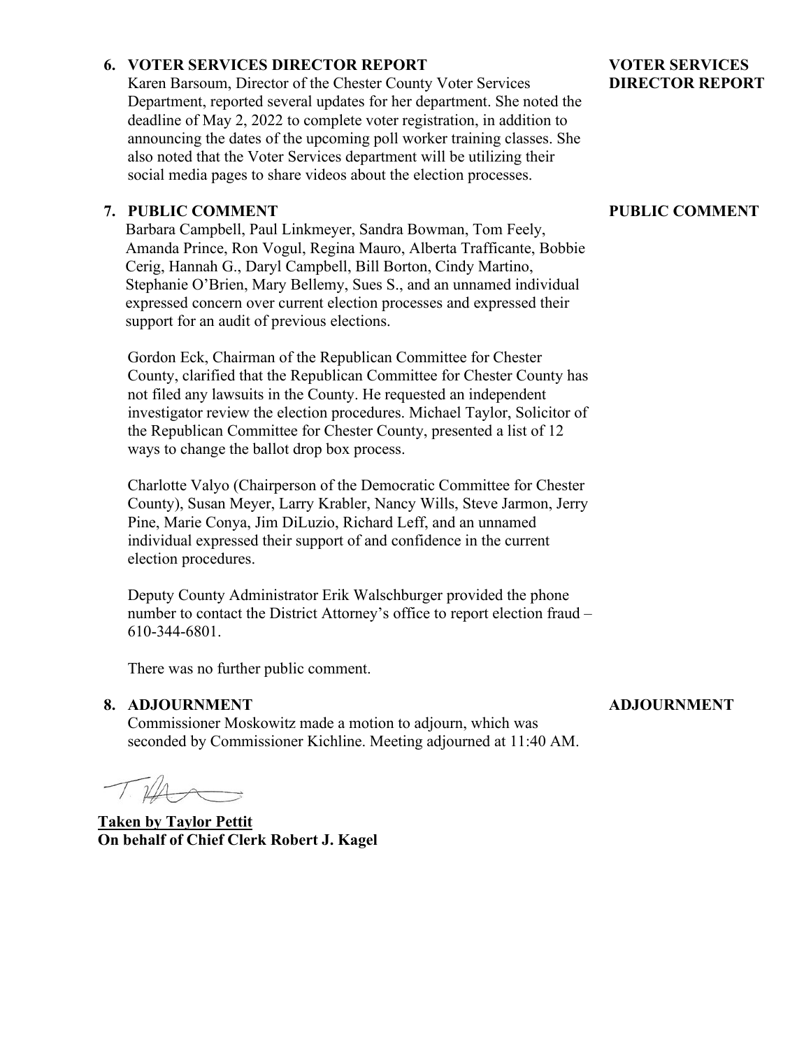### 6. VOTER SERVICES DIRECTOR REPORT

**VOTER SERVICES DIRECTOR REPORT**

Karen Barsoum, Director of the Chester County Voter Services Department, reported several updates for her department. She noted the deadline of May 2, 2022 to complete voter registration, in addition to announcing the dates of the upcoming poll worker training classes. She also noted that the Voter Services department will be utilizing their social media pages to share videos about the election processes.

### 7. PUBLIC COMMENT

**PUBLIC COMMENT**

Barbara Campbell, Paul Linkmeyer, Sandra Bowman, Tom Feely, Amanda Prince, Ron Vogul, Regina Mauro, Alberta Trafficante, Bobbie Cerig, Hannah G., Daryl Campbell, Bill Borton, Cindy Martino, Stephanie O'Brien, Mary Bellemy, Sues S., and an unnamed individual expressed concern over current election processes and expressed their support for an audit of previous elections.

Gordon Eck, Chairman of the Republican Committee for Chester County, clarified that the Republican Committee for Chester County has not filed any lawsuits in the County. He requested an independent investigator review the election procedures. Michael Taylor, Solicitor of the Republican Committee for Chester County, presented a list of 12 ways to change the ballot drop box process.

Charlotte Valyo (Chairperson of the Democratic Committee for Chester County), Susan Meyer, Larry Krabler, Nancy Wills, Steve Jarmon, Jerry Pine, Marie Conya, Jim DiLuzio, Richard Leff, and an unnamed individual expressed their support of and confidence in the current election procedures.

Deputy County Administrator Erik Walschburger provided the phone number to contact the District Attorney's office to report election fraud – 610-344-6801.

There was no further public comment.

### 8. ADJOURNMENT

**ADJOURNMENT**

Commissioner Moskowitz made a motion to adjourn, which was seconded by Commissioner Kichline. Meeting adjourned at 11:40 AM.

**Taken by Taylor Pettit**
**On behalf of Chief Clerk Robert J. Kagel**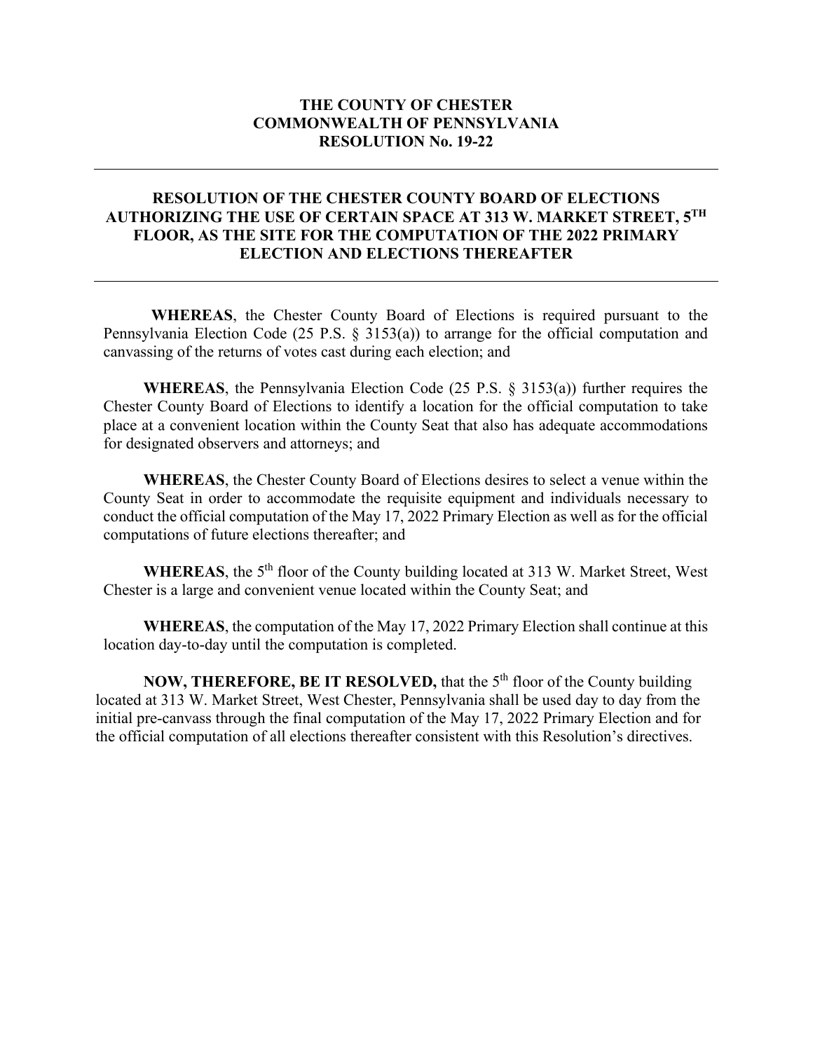**THE COUNTY OF CHESTER**
**COMMONWEALTH OF PENNSYLVANIA**
**RESOLUTION No. 19-22**

---

**RESOLUTION OF THE CHESTER COUNTY BOARD OF ELECTIONS AUTHORIZING THE USE OF CERTAIN SPACE AT 313 W. MARKET STREET, 5TH FLOOR, AS THE SITE FOR THE COMPUTATION OF THE 2022 PRIMARY ELECTION AND ELECTIONS THEREAFTER**

---

**WHEREAS**, the Chester County Board of Elections is required pursuant to the Pennsylvania Election Code (25 P.S. § 3153(a)) to arrange for the official computation and canvassing of the returns of votes cast during each election; and

**WHEREAS**, the Pennsylvania Election Code (25 P.S. § 3153(a)) further requires the Chester County Board of Elections to identify a location for the official computation to take place at a convenient location within the County Seat that also has adequate accommodations for designated observers and attorneys; and

**WHEREAS**, the Chester County Board of Elections desires to select a venue within the County Seat in order to accommodate the requisite equipment and individuals necessary to conduct the official computation of the May 17, 2022 Primary Election as well as for the official computations of future elections thereafter; and

**WHEREAS**, the 5th floor of the County building located at 313 W. Market Street, West Chester is a large and convenient venue located within the County Seat; and

**WHEREAS**, the computation of the May 17, 2022 Primary Election shall continue at this location day-to-day until the computation is completed.

**NOW, THEREFORE, BE IT RESOLVED,** that the 5th floor of the County building located at 313 W. Market Street, West Chester, Pennsylvania shall be used day to day from the initial pre-canvass through the final computation of the May 17, 2022 Primary Election and for the official computation of all elections thereafter consistent with this Resolution's directives.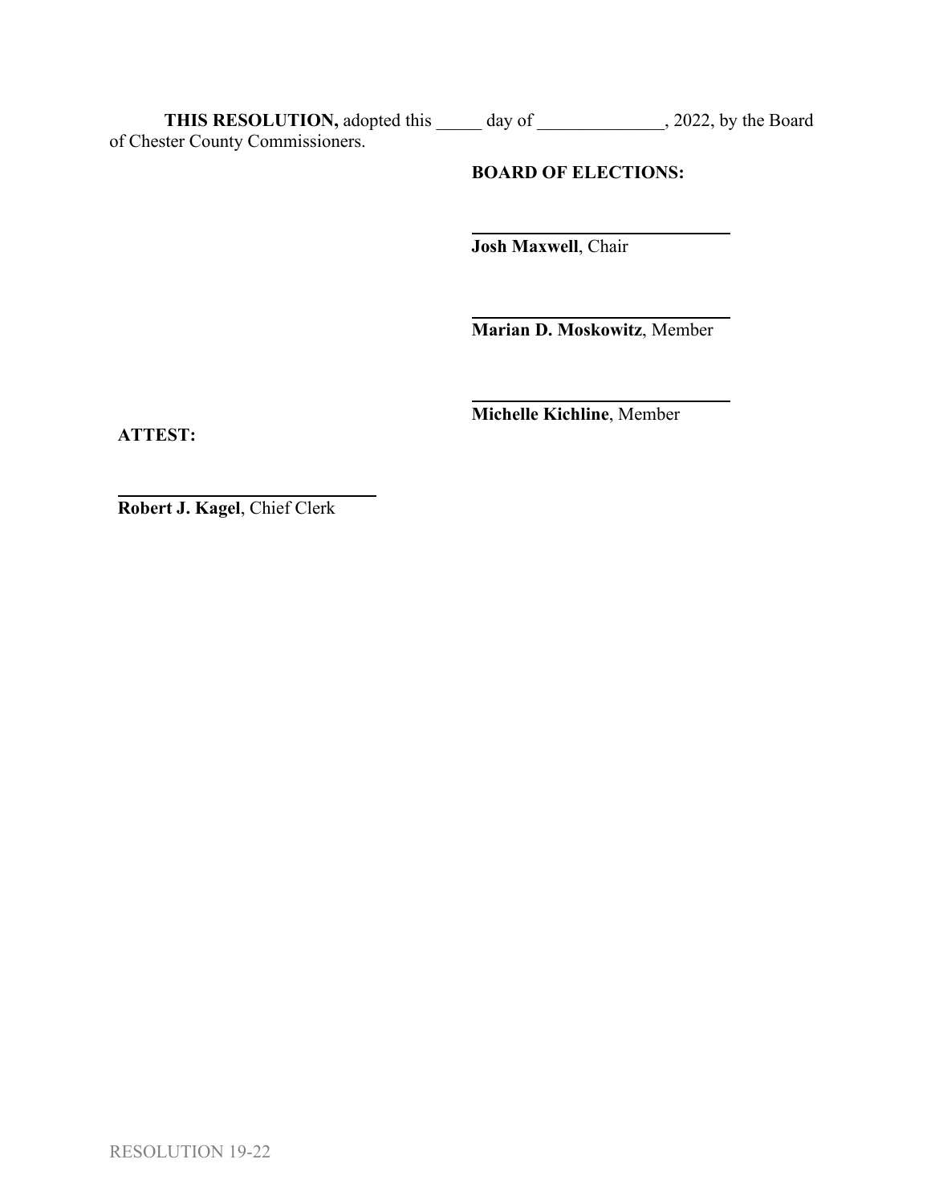**THIS RESOLUTION,** adopted this _____ day of ______________, 2022, by the Board of Chester County Commissioners.

**BOARD OF ELECTIONS:**

\_\_\_\_\_\_\_\_\_\_\_\_\_\_\_\_\_\_\_\_\_\_\_\_\_\_\_\_
**Josh Maxwell**, Chair

\_\_\_\_\_\_\_\_\_\_\_\_\_\_\_\_\_\_\_\_\_\_\_\_\_\_\_\_
**Marian D. Moskowitz**, Member

\_\_\_\_\_\_\_\_\_\_\_\_\_\_\_\_\_\_\_\_\_\_\_\_\_\_\_\_
**Michelle Kichline**, Member

**ATTEST:**

\_\_\_\_\_\_\_\_\_\_\_\_\_\_\_\_\_\_\_\_\_\_\_\_\_\_\_\_
**Robert J. Kagel**, Chief Clerk

RESOLUTION 19-22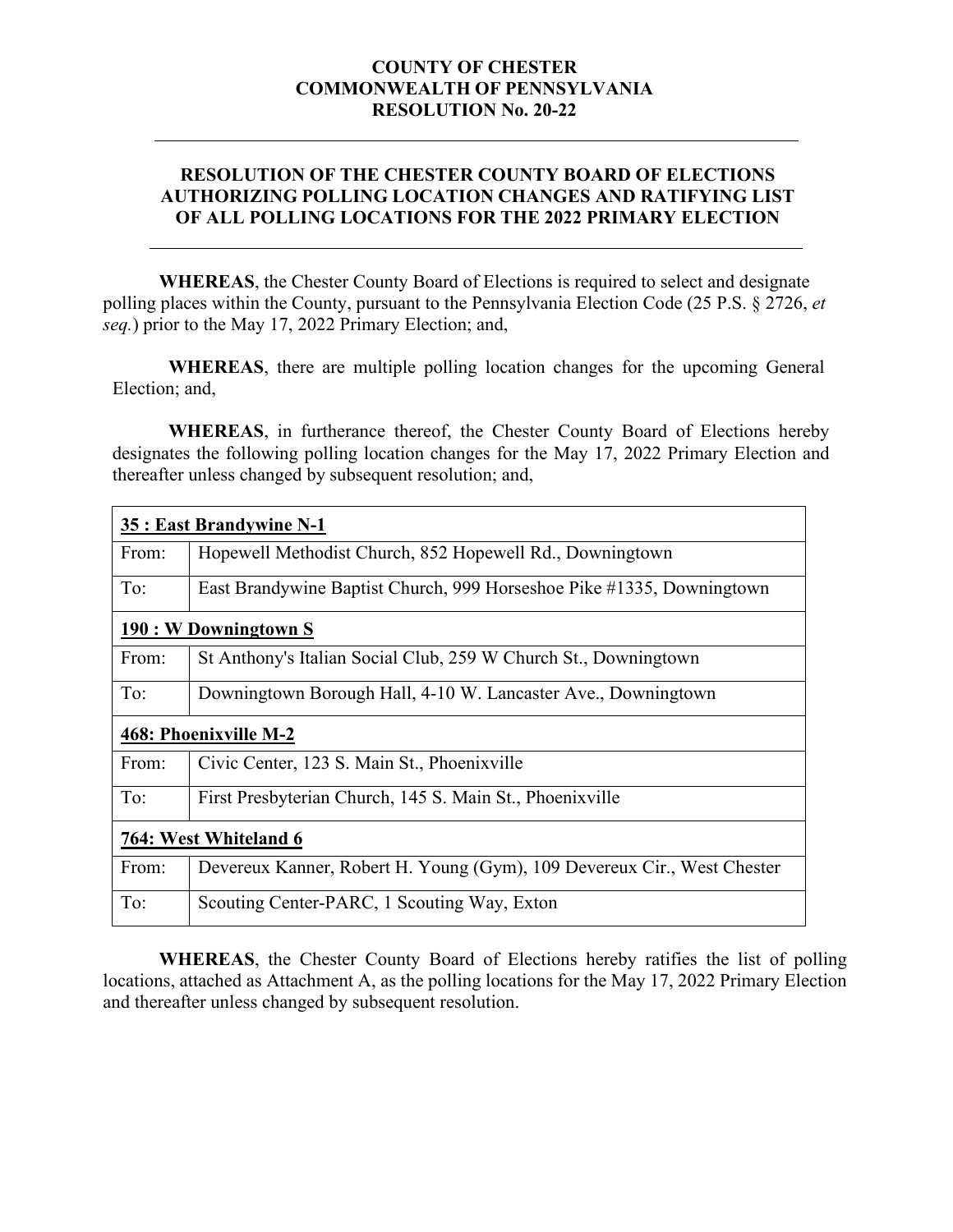**COUNTY OF CHESTER**
**COMMONWEALTH OF PENNSYLVANIA**
**RESOLUTION No. 20-22**

---

# RESOLUTION OF THE CHESTER COUNTY BOARD OF ELECTIONS AUTHORIZING POLLING LOCATION CHANGES AND RATIFYING LIST OF ALL POLLING LOCATIONS FOR THE 2022 PRIMARY ELECTION

---

**WHEREAS**, the Chester County Board of Elections is required to select and designate polling places within the County, pursuant to the Pennsylvania Election Code (25 P.S. § 2726, *et seq.*) prior to the May 17, 2022 Primary Election; and,

**WHEREAS**, there are multiple polling location changes for the upcoming General Election; and,

**WHEREAS**, in furtherance thereof, the Chester County Board of Elections hereby designates the following polling location changes for the May 17, 2022 Primary Election and thereafter unless changed by subsequent resolution; and,

| **35 : East Brandywine N-1** | |
|---|---|
| From: | Hopewell Methodist Church, 852 Hopewell Rd., Downingtown |
| To: | East Brandywine Baptist Church, 999 Horseshoe Pike #1335, Downingtown |
| **190 : W Downingtown S** | |
| From: | St Anthony's Italian Social Club, 259 W Church St., Downingtown |
| To: | Downingtown Borough Hall, 4-10 W. Lancaster Ave., Downingtown |
| **468: Phoenixville M-2** | |
| From: | Civic Center, 123 S. Main St., Phoenixville |
| To: | First Presbyterian Church, 145 S. Main St., Phoenixville |
| **764: West Whiteland 6** | |
| From: | Devereux Kanner, Robert H. Young (Gym), 109 Devereux Cir., West Chester |
| To: | Scouting Center-PARC, 1 Scouting Way, Exton |

**WHEREAS**, the Chester County Board of Elections hereby ratifies the list of polling locations, attached as Attachment A, as the polling locations for the May 17, 2022 Primary Election and thereafter unless changed by subsequent resolution.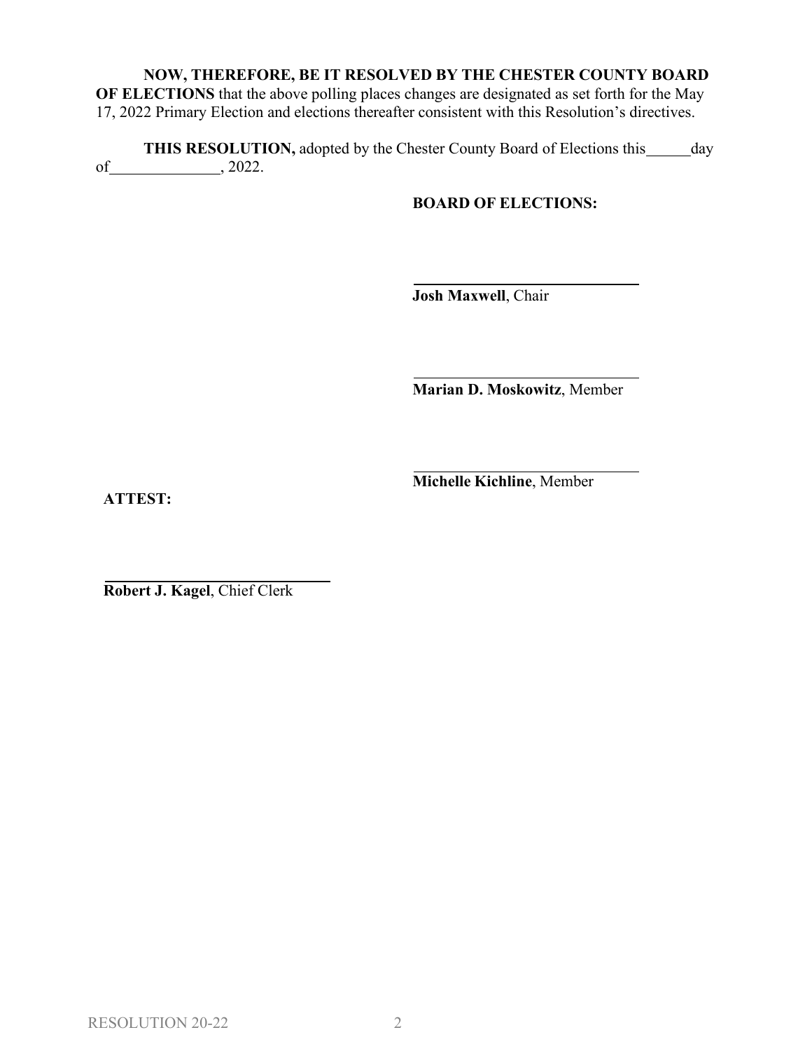**NOW, THEREFORE, BE IT RESOLVED BY THE CHESTER COUNTY BOARD OF ELECTIONS** that the above polling places changes are designated as set forth for the May 17, 2022 Primary Election and elections thereafter consistent with this Resolution's directives.

**THIS RESOLUTION,** adopted by the Chester County Board of Elections this ______ day of ______________, 2022.

**BOARD OF ELECTIONS:**

______________________________
**Josh Maxwell**, Chair

______________________________
**Marian D. Moskowitz**, Member

______________________________
**Michelle Kichline**, Member

**ATTEST:**

______________________________
**Robert J. Kagel**, Chief Clerk

RESOLUTION 20-22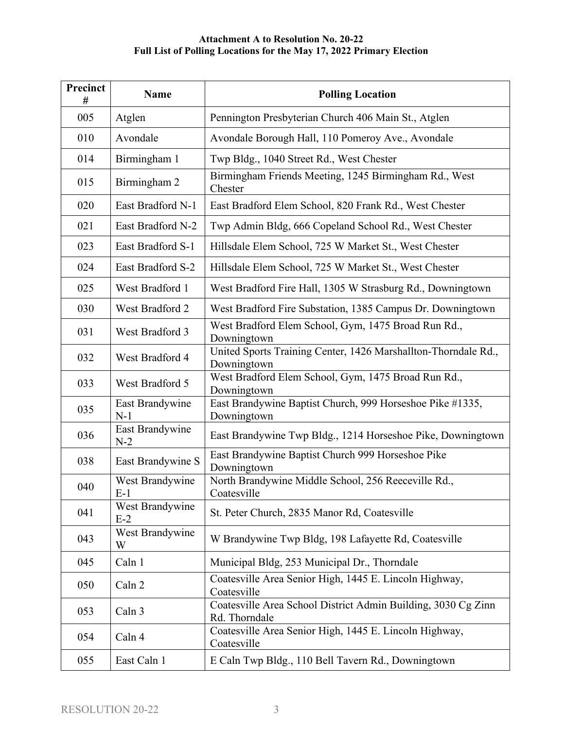**Attachment A to Resolution No. 20-22**
**Full List of Polling Locations for the May 17, 2022 Primary Election**

| Precinct # | Name | Polling Location |
|---|---|---|
| 005 | Atglen | Pennington Presbyterian Church 406 Main St., Atglen |
| 010 | Avondale | Avondale Borough Hall, 110 Pomeroy Ave., Avondale |
| 014 | Birmingham 1 | Twp Bldg., 1040 Street Rd., West Chester |
| 015 | Birmingham 2 | Birmingham Friends Meeting, 1245 Birmingham Rd., West Chester |
| 020 | East Bradford N-1 | East Bradford Elem School, 820 Frank Rd., West Chester |
| 021 | East Bradford N-2 | Twp Admin Bldg, 666 Copeland School Rd., West Chester |
| 023 | East Bradford S-1 | Hillsdale Elem School, 725 W Market St., West Chester |
| 024 | East Bradford S-2 | Hillsdale Elem School, 725 W Market St., West Chester |
| 025 | West Bradford 1 | West Bradford Fire Hall, 1305 W Strasburg Rd., Downingtown |
| 030 | West Bradford 2 | West Bradford Fire Substation, 1385 Campus Dr. Downingtown |
| 031 | West Bradford 3 | West Bradford Elem School, Gym, 1475 Broad Run Rd., Downingtown |
| 032 | West Bradford 4 | United Sports Training Center, 1426 Marshallton-Thorndale Rd., Downingtown |
| 033 | West Bradford 5 | West Bradford Elem School, Gym, 1475 Broad Run Rd., Downingtown |
| 035 | East Brandywine N-1 | East Brandywine Baptist Church, 999 Horseshoe Pike #1335, Downingtown |
| 036 | East Brandywine N-2 | East Brandywine Twp Bldg., 1214 Horseshoe Pike, Downingtown |
| 038 | East Brandywine S | East Brandywine Baptist Church 999 Horseshoe Pike Downingtown |
| 040 | West Brandywine E-1 | North Brandywine Middle School, 256 Reeceville Rd., Coatesville |
| 041 | West Brandywine E-2 | St. Peter Church, 2835 Manor Rd, Coatesville |
| 043 | West Brandywine W | W Brandywine Twp Bldg, 198 Lafayette Rd, Coatesville |
| 045 | Caln 1 | Municipal Bldg, 253 Municipal Dr., Thorndale |
| 050 | Caln 2 | Coatesville Area Senior High, 1445 E. Lincoln Highway, Coatesville |
| 053 | Caln 3 | Coatesville Area School District Admin Building, 3030 Cg Zinn Rd. Thorndale |
| 054 | Caln 4 | Coatesville Area Senior High, 1445 E. Lincoln Highway, Coatesville |
| 055 | East Caln 1 | E Caln Twp Bldg., 110 Bell Tavern Rd., Downingtown |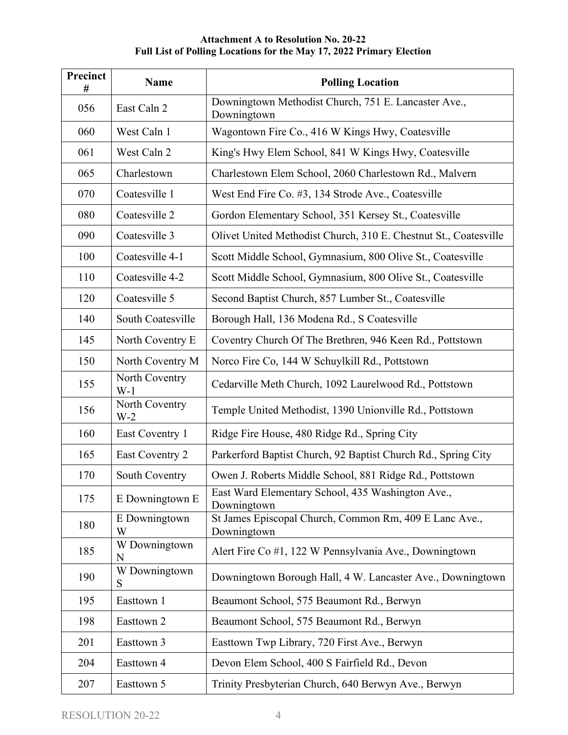**Attachment A to Resolution No. 20-22**
**Full List of Polling Locations for the May 17, 2022 Primary Election**

| Precinct # | Name | Polling Location |
|---|---|---|
| 056 | East Caln 2 | Downingtown Methodist Church, 751 E. Lancaster Ave., Downingtown |
| 060 | West Caln 1 | Wagontown Fire Co., 416 W Kings Hwy, Coatesville |
| 061 | West Caln 2 | King's Hwy Elem School, 841 W Kings Hwy, Coatesville |
| 065 | Charlestown | Charlestown Elem School, 2060 Charlestown Rd., Malvern |
| 070 | Coatesville 1 | West End Fire Co. #3, 134 Strode Ave., Coatesville |
| 080 | Coatesville 2 | Gordon Elementary School, 351 Kersey St., Coatesville |
| 090 | Coatesville 3 | Olivet United Methodist Church, 310 E. Chestnut St., Coatesville |
| 100 | Coatesville 4-1 | Scott Middle School, Gymnasium, 800 Olive St., Coatesville |
| 110 | Coatesville 4-2 | Scott Middle School, Gymnasium, 800 Olive St., Coatesville |
| 120 | Coatesville 5 | Second Baptist Church, 857 Lumber St., Coatesville |
| 140 | South Coatesville | Borough Hall, 136 Modena Rd., S Coatesville |
| 145 | North Coventry E | Coventry Church Of The Brethren, 946 Keen Rd., Pottstown |
| 150 | North Coventry M | Norco Fire Co, 144 W Schuylkill Rd., Pottstown |
| 155 | North Coventry W-1 | Cedarville Meth Church, 1092 Laurelwood Rd., Pottstown |
| 156 | North Coventry W-2 | Temple United Methodist, 1390 Unionville Rd., Pottstown |
| 160 | East Coventry 1 | Ridge Fire House, 480 Ridge Rd., Spring City |
| 165 | East Coventry 2 | Parkerford Baptist Church, 92 Baptist Church Rd., Spring City |
| 170 | South Coventry | Owen J. Roberts Middle School, 881 Ridge Rd., Pottstown |
| 175 | E Downingtown E | East Ward Elementary School, 435 Washington Ave., Downingtown |
| 180 | E Downingtown W | St James Episcopal Church, Common Rm, 409 E Lanc Ave., Downingtown |
| 185 | W Downingtown N | Alert Fire Co #1, 122 W Pennsylvania Ave., Downingtown |
| 190 | W Downingtown S | Downingtown Borough Hall, 4 W. Lancaster Ave., Downingtown |
| 195 | Easttown 1 | Beaumont School, 575 Beaumont Rd., Berwyn |
| 198 | Easttown 2 | Beaumont School, 575 Beaumont Rd., Berwyn |
| 201 | Easttown 3 | Easttown Twp Library, 720 First Ave., Berwyn |
| 204 | Easttown 4 | Devon Elem School, 400 S Fairfield Rd., Devon |
| 207 | Easttown 5 | Trinity Presbyterian Church, 640 Berwyn Ave., Berwyn |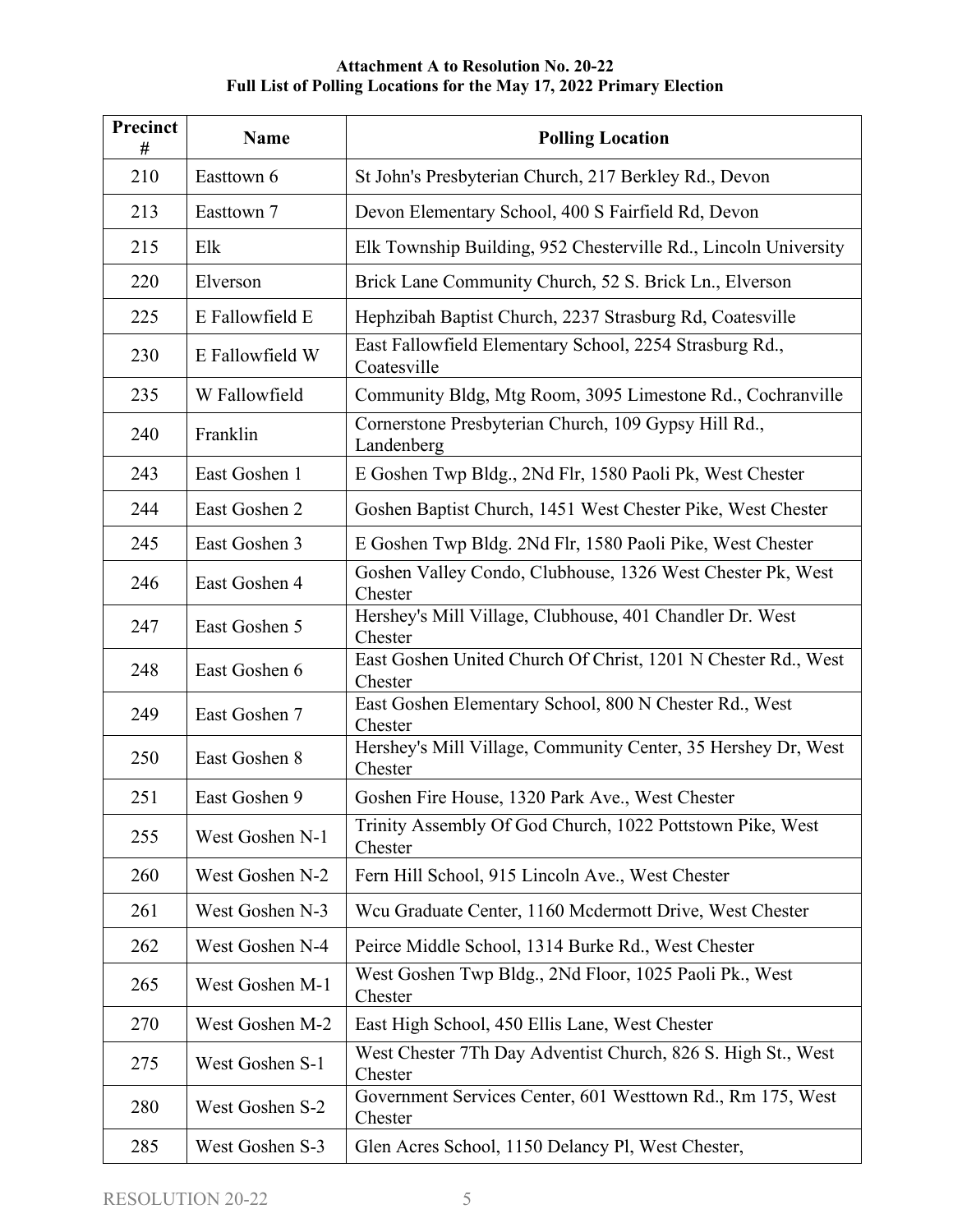**Attachment A to Resolution No. 20-22**
**Full List of Polling Locations for the May 17, 2022 Primary Election**

| Precinct # | Name | Polling Location |
|---|---|---|
| 210 | Easttown 6 | St John's Presbyterian Church, 217 Berkley Rd., Devon |
| 213 | Easttown 7 | Devon Elementary School, 400 S Fairfield Rd, Devon |
| 215 | Elk | Elk Township Building, 952 Chesterville Rd., Lincoln University |
| 220 | Elverson | Brick Lane Community Church, 52 S. Brick Ln., Elverson |
| 225 | E Fallowfield E | Hephzibah Baptist Church, 2237 Strasburg Rd, Coatesville |
| 230 | E Fallowfield W | East Fallowfield Elementary School, 2254 Strasburg Rd., Coatesville |
| 235 | W Fallowfield | Community Bldg, Mtg Room, 3095 Limestone Rd., Cochranville |
| 240 | Franklin | Cornerstone Presbyterian Church, 109 Gypsy Hill Rd., Landenberg |
| 243 | East Goshen 1 | E Goshen Twp Bldg., 2Nd Flr, 1580 Paoli Pk, West Chester |
| 244 | East Goshen 2 | Goshen Baptist Church, 1451 West Chester Pike, West Chester |
| 245 | East Goshen 3 | E Goshen Twp Bldg. 2Nd Flr, 1580 Paoli Pike, West Chester |
| 246 | East Goshen 4 | Goshen Valley Condo, Clubhouse, 1326 West Chester Pk, West Chester |
| 247 | East Goshen 5 | Hershey's Mill Village, Clubhouse, 401 Chandler Dr. West Chester |
| 248 | East Goshen 6 | East Goshen United Church Of Christ, 1201 N Chester Rd., West Chester |
| 249 | East Goshen 7 | East Goshen Elementary School, 800 N Chester Rd., West Chester |
| 250 | East Goshen 8 | Hershey's Mill Village, Community Center, 35 Hershey Dr, West Chester |
| 251 | East Goshen 9 | Goshen Fire House, 1320 Park Ave., West Chester |
| 255 | West Goshen N-1 | Trinity Assembly Of God Church, 1022 Pottstown Pike, West Chester |
| 260 | West Goshen N-2 | Fern Hill School, 915 Lincoln Ave., West Chester |
| 261 | West Goshen N-3 | Wcu Graduate Center, 1160 Mcdermott Drive, West Chester |
| 262 | West Goshen N-4 | Peirce Middle School, 1314 Burke Rd., West Chester |
| 265 | West Goshen M-1 | West Goshen Twp Bldg., 2Nd Floor, 1025 Paoli Pk., West Chester |
| 270 | West Goshen M-2 | East High School, 450 Ellis Lane, West Chester |
| 275 | West Goshen S-1 | West Chester 7Th Day Adventist Church, 826 S. High St., West Chester |
| 280 | West Goshen S-2 | Government Services Center, 601 Westtown Rd., Rm 175, West Chester |
| 285 | West Goshen S-3 | Glen Acres School, 1150 Delancy Pl, West Chester, |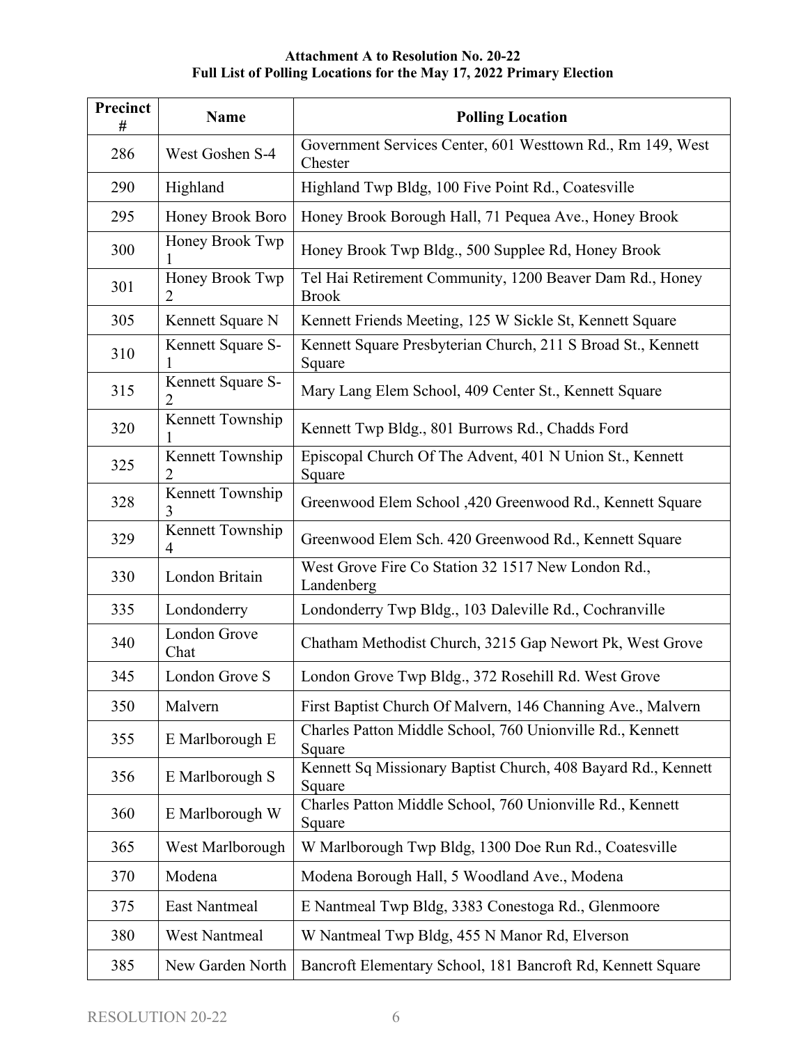**Attachment A to Resolution No. 20-22**
**Full List of Polling Locations for the May 17, 2022 Primary Election**

| Precinct # | Name | Polling Location |
|---|---|---|
| 286 | West Goshen S-4 | Government Services Center, 601 Westtown Rd., Rm 149, West Chester |
| 290 | Highland | Highland Twp Bldg, 100 Five Point Rd., Coatesville |
| 295 | Honey Brook Boro | Honey Brook Borough Hall, 71 Pequea Ave., Honey Brook |
| 300 | Honey Brook Twp 1 | Honey Brook Twp Bldg., 500 Supplee Rd, Honey Brook |
| 301 | Honey Brook Twp 2 | Tel Hai Retirement Community, 1200 Beaver Dam Rd., Honey Brook |
| 305 | Kennett Square N | Kennett Friends Meeting, 125 W Sickle St, Kennett Square |
| 310 | Kennett Square S-1 | Kennett Square Presbyterian Church, 211 S Broad St., Kennett Square |
| 315 | Kennett Square S-2 | Mary Lang Elem School, 409 Center St., Kennett Square |
| 320 | Kennett Township 1 | Kennett Twp Bldg., 801 Burrows Rd., Chadds Ford |
| 325 | Kennett Township 2 | Episcopal Church Of The Advent, 401 N Union St., Kennett Square |
| 328 | Kennett Township 3 | Greenwood Elem School ,420 Greenwood Rd., Kennett Square |
| 329 | Kennett Township 4 | Greenwood Elem Sch. 420 Greenwood Rd., Kennett Square |
| 330 | London Britain | West Grove Fire Co Station 32 1517 New London Rd., Landenberg |
| 335 | Londonderry | Londonderry Twp Bldg., 103 Daleville Rd., Cochranville |
| 340 | London Grove Chat | Chatham Methodist Church, 3215 Gap Newort Pk, West Grove |
| 345 | London Grove S | London Grove Twp Bldg., 372 Rosehill Rd. West Grove |
| 350 | Malvern | First Baptist Church Of Malvern, 146 Channing Ave., Malvern |
| 355 | E Marlborough E | Charles Patton Middle School, 760 Unionville Rd., Kennett Square |
| 356 | E Marlborough S | Kennett Sq Missionary Baptist Church, 408 Bayard Rd., Kennett Square |
| 360 | E Marlborough W | Charles Patton Middle School, 760 Unionville Rd., Kennett Square |
| 365 | West Marlborough | W Marlborough Twp Bldg, 1300 Doe Run Rd., Coatesville |
| 370 | Modena | Modena Borough Hall, 5 Woodland Ave., Modena |
| 375 | East Nantmeal | E Nantmeal Twp Bldg, 3383 Conestoga Rd., Glenmoore |
| 380 | West Nantmeal | W Nantmeal Twp Bldg, 455 N Manor Rd, Elverson |
| 385 | New Garden North | Bancroft Elementary School, 181 Bancroft Rd, Kennett Square |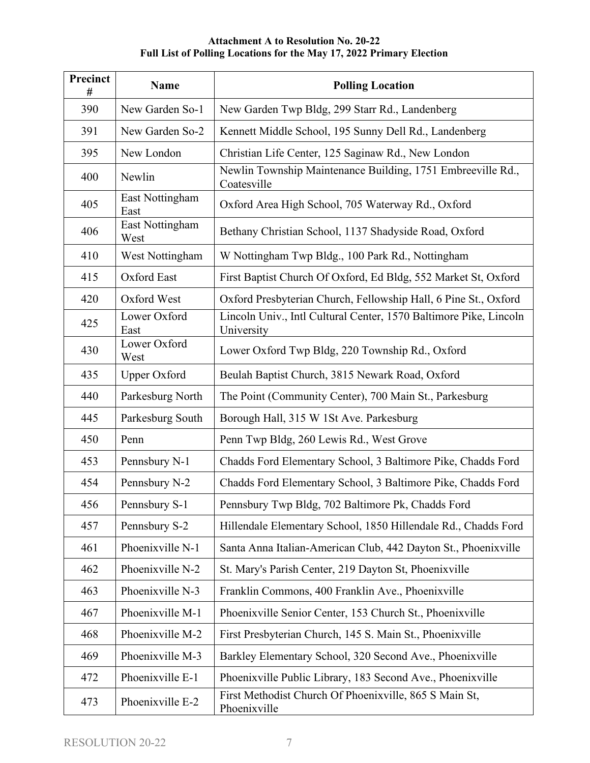**Attachment A to Resolution No. 20-22**
**Full List of Polling Locations for the May 17, 2022 Primary Election**

| Precinct # | Name | Polling Location |
|---|---|---|
| 390 | New Garden So-1 | New Garden Twp Bldg, 299 Starr Rd., Landenberg |
| 391 | New Garden So-2 | Kennett Middle School, 195 Sunny Dell Rd., Landenberg |
| 395 | New London | Christian Life Center, 125 Saginaw Rd., New London |
| 400 | Newlin | Newlin Township Maintenance Building, 1751 Embreeville Rd., Coatesville |
| 405 | East Nottingham East | Oxford Area High School, 705 Waterway Rd., Oxford |
| 406 | East Nottingham West | Bethany Christian School, 1137 Shadyside Road, Oxford |
| 410 | West Nottingham | W Nottingham Twp Bldg., 100 Park Rd., Nottingham |
| 415 | Oxford East | First Baptist Church Of Oxford, Ed Bldg, 552 Market St, Oxford |
| 420 | Oxford West | Oxford Presbyterian Church, Fellowship Hall, 6 Pine St., Oxford |
| 425 | Lower Oxford East | Lincoln Univ., Intl Cultural Center, 1570 Baltimore Pike, Lincoln University |
| 430 | Lower Oxford West | Lower Oxford Twp Bldg, 220 Township Rd., Oxford |
| 435 | Upper Oxford | Beulah Baptist Church, 3815 Newark Road, Oxford |
| 440 | Parkesburg North | The Point (Community Center), 700 Main St., Parkesburg |
| 445 | Parkesburg South | Borough Hall, 315 W 1St Ave. Parkesburg |
| 450 | Penn | Penn Twp Bldg, 260 Lewis Rd., West Grove |
| 453 | Pennsbury N-1 | Chadds Ford Elementary School, 3 Baltimore Pike, Chadds Ford |
| 454 | Pennsbury N-2 | Chadds Ford Elementary School, 3 Baltimore Pike, Chadds Ford |
| 456 | Pennsbury S-1 | Pennsbury Twp Bldg, 702 Baltimore Pk, Chadds Ford |
| 457 | Pennsbury S-2 | Hillendale Elementary School, 1850 Hillendale Rd., Chadds Ford |
| 461 | Phoenixville N-1 | Santa Anna Italian-American Club, 442 Dayton St., Phoenixville |
| 462 | Phoenixville N-2 | St. Mary's Parish Center, 219 Dayton St, Phoenixville |
| 463 | Phoenixville N-3 | Franklin Commons, 400 Franklin Ave., Phoenixville |
| 467 | Phoenixville M-1 | Phoenixville Senior Center, 153 Church St., Phoenixville |
| 468 | Phoenixville M-2 | First Presbyterian Church, 145 S. Main St., Phoenixville |
| 469 | Phoenixville M-3 | Barkley Elementary School, 320 Second Ave., Phoenixville |
| 472 | Phoenixville E-1 | Phoenixville Public Library, 183 Second Ave., Phoenixville |
| 473 | Phoenixville E-2 | First Methodist Church Of Phoenixville, 865 S Main St, Phoenixville |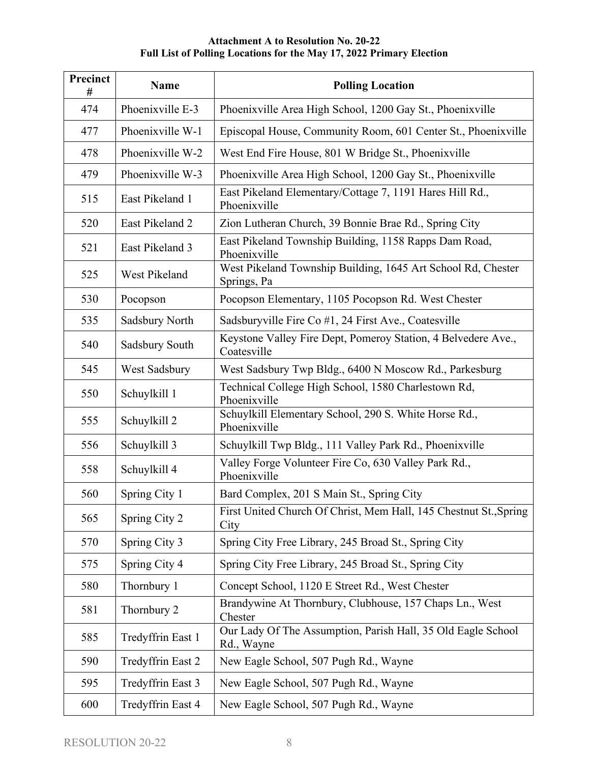**Attachment A to Resolution No. 20-22**
**Full List of Polling Locations for the May 17, 2022 Primary Election**

| Precinct # | Name | Polling Location |
|---|---|---|
| 474 | Phoenixville E-3 | Phoenixville Area High School, 1200 Gay St., Phoenixville |
| 477 | Phoenixville W-1 | Episcopal House, Community Room, 601 Center St., Phoenixville |
| 478 | Phoenixville W-2 | West End Fire House, 801 W Bridge St., Phoenixville |
| 479 | Phoenixville W-3 | Phoenixville Area High School, 1200 Gay St., Phoenixville |
| 515 | East Pikeland 1 | East Pikeland Elementary/Cottage 7, 1191 Hares Hill Rd., Phoenixville |
| 520 | East Pikeland 2 | Zion Lutheran Church, 39 Bonnie Brae Rd., Spring City |
| 521 | East Pikeland 3 | East Pikeland Township Building, 1158 Rapps Dam Road, Phoenixville |
| 525 | West Pikeland | West Pikeland Township Building, 1645 Art School Rd, Chester Springs, Pa |
| 530 | Pocopson | Pocopson Elementary, 1105 Pocopson Rd. West Chester |
| 535 | Sadsbury North | Sadsburyville Fire Co #1, 24 First Ave., Coatesville |
| 540 | Sadsbury South | Keystone Valley Fire Dept, Pomeroy Station, 4 Belvedere Ave., Coatesville |
| 545 | West Sadsbury | West Sadsbury Twp Bldg., 6400 N Moscow Rd., Parkesburg |
| 550 | Schuylkill 1 | Technical College High School, 1580 Charlestown Rd, Phoenixville |
| 555 | Schuylkill 2 | Schuylkill Elementary School, 290 S. White Horse Rd., Phoenixville |
| 556 | Schuylkill 3 | Schuylkill Twp Bldg., 111 Valley Park Rd., Phoenixville |
| 558 | Schuylkill 4 | Valley Forge Volunteer Fire Co, 630 Valley Park Rd., Phoenixville |
| 560 | Spring City 1 | Bard Complex, 201 S Main St., Spring City |
| 565 | Spring City 2 | First United Church Of Christ, Mem Hall, 145 Chestnut St.,Spring City |
| 570 | Spring City 3 | Spring City Free Library, 245 Broad St., Spring City |
| 575 | Spring City 4 | Spring City Free Library, 245 Broad St., Spring City |
| 580 | Thornbury 1 | Concept School, 1120 E Street Rd., West Chester |
| 581 | Thornbury 2 | Brandywine At Thornbury, Clubhouse, 157 Chaps Ln., West Chester |
| 585 | Tredyffrin East 1 | Our Lady Of The Assumption, Parish Hall, 35 Old Eagle School Rd., Wayne |
| 590 | Tredyffrin East 2 | New Eagle School, 507 Pugh Rd., Wayne |
| 595 | Tredyffrin East 3 | New Eagle School, 507 Pugh Rd., Wayne |
| 600 | Tredyffrin East 4 | New Eagle School, 507 Pugh Rd., Wayne |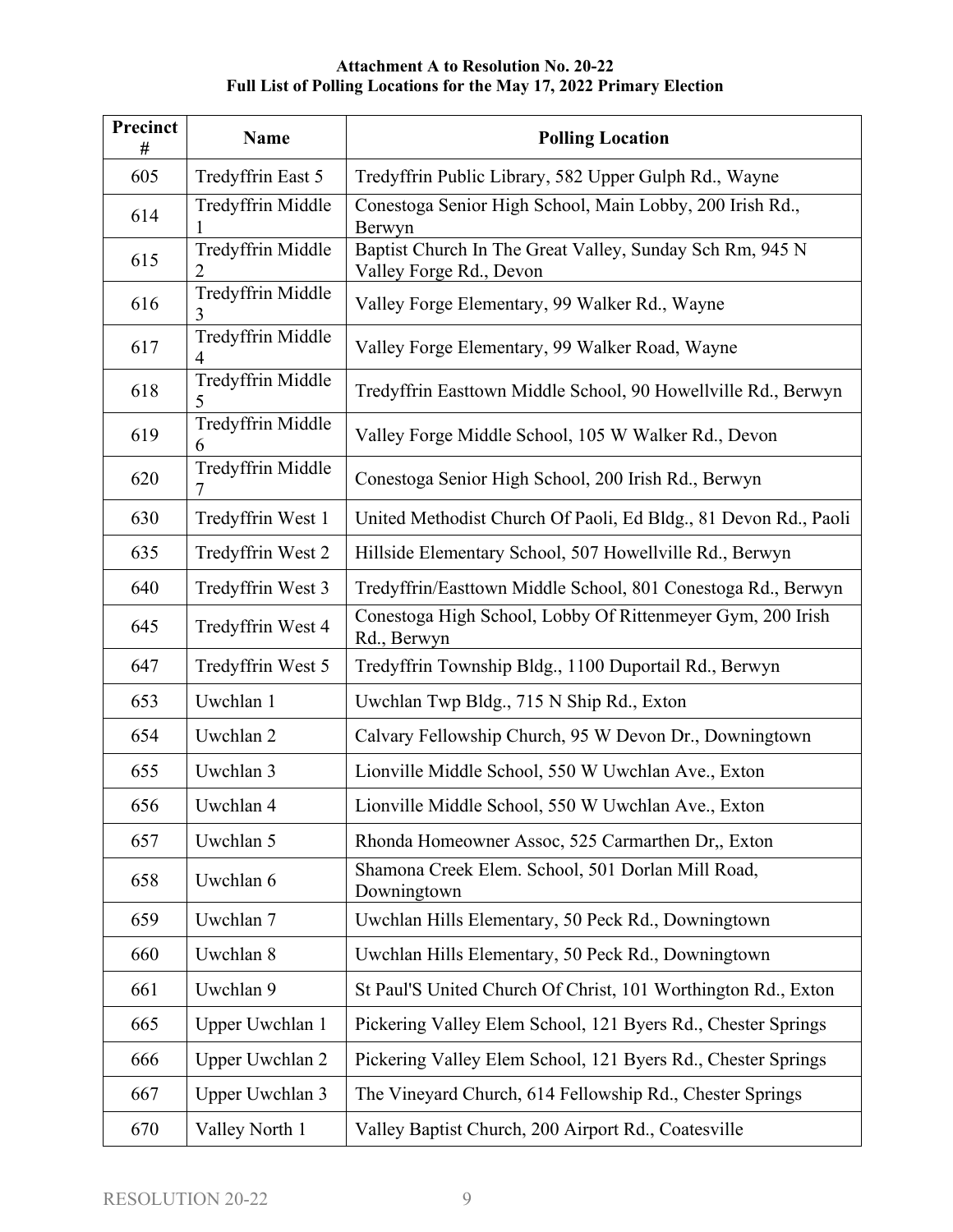**Attachment A to Resolution No. 20-22**
**Full List of Polling Locations for the May 17, 2022 Primary Election**

| Precinct # | Name | Polling Location |
|---|---|---|
| 605 | Tredyffrin East 5 | Tredyffrin Public Library, 582 Upper Gulph Rd., Wayne |
| 614 | Tredyffrin Middle 1 | Conestoga Senior High School, Main Lobby, 200 Irish Rd., Berwyn |
| 615 | Tredyffrin Middle 2 | Baptist Church In The Great Valley, Sunday Sch Rm, 945 N Valley Forge Rd., Devon |
| 616 | Tredyffrin Middle 3 | Valley Forge Elementary, 99 Walker Rd., Wayne |
| 617 | Tredyffrin Middle 4 | Valley Forge Elementary, 99 Walker Road, Wayne |
| 618 | Tredyffrin Middle 5 | Tredyffrin Easttown Middle School, 90 Howellville Rd., Berwyn |
| 619 | Tredyffrin Middle 6 | Valley Forge Middle School, 105 W Walker Rd., Devon |
| 620 | Tredyffrin Middle 7 | Conestoga Senior High School, 200 Irish Rd., Berwyn |
| 630 | Tredyffrin West 1 | United Methodist Church Of Paoli, Ed Bldg., 81 Devon Rd., Paoli |
| 635 | Tredyffrin West 2 | Hillside Elementary School, 507 Howellville Rd., Berwyn |
| 640 | Tredyffrin West 3 | Tredyffrin/Easttown Middle School, 801 Conestoga Rd., Berwyn |
| 645 | Tredyffrin West 4 | Conestoga High School, Lobby Of Rittenmeyer Gym, 200 Irish Rd., Berwyn |
| 647 | Tredyffrin West 5 | Tredyffrin Township Bldg., 1100 Duportail Rd., Berwyn |
| 653 | Uwchlan 1 | Uwchlan Twp Bldg., 715 N Ship Rd., Exton |
| 654 | Uwchlan 2 | Calvary Fellowship Church, 95 W Devon Dr., Downingtown |
| 655 | Uwchlan 3 | Lionville Middle School, 550 W Uwchlan Ave., Exton |
| 656 | Uwchlan 4 | Lionville Middle School, 550 W Uwchlan Ave., Exton |
| 657 | Uwchlan 5 | Rhonda Homeowner Assoc, 525 Carmarthen Dr,, Exton |
| 658 | Uwchlan 6 | Shamona Creek Elem. School, 501 Dorlan Mill Road, Downingtown |
| 659 | Uwchlan 7 | Uwchlan Hills Elementary, 50 Peck Rd., Downingtown |
| 660 | Uwchlan 8 | Uwchlan Hills Elementary, 50 Peck Rd., Downingtown |
| 661 | Uwchlan 9 | St Paul'S United Church Of Christ, 101 Worthington Rd., Exton |
| 665 | Upper Uwchlan 1 | Pickering Valley Elem School, 121 Byers Rd., Chester Springs |
| 666 | Upper Uwchlan 2 | Pickering Valley Elem School, 121 Byers Rd., Chester Springs |
| 667 | Upper Uwchlan 3 | The Vineyard Church, 614 Fellowship Rd., Chester Springs |
| 670 | Valley North 1 | Valley Baptist Church, 200 Airport Rd., Coatesville |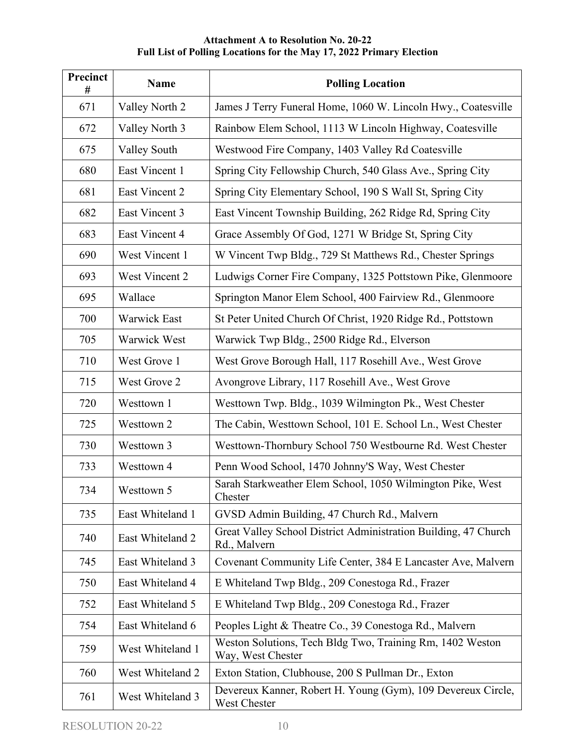**Attachment A to Resolution No. 20-22**
**Full List of Polling Locations for the May 17, 2022 Primary Election**

| Precinct # | Name | Polling Location |
|---|---|---|
| 671 | Valley North 2 | James J Terry Funeral Home, 1060 W. Lincoln Hwy., Coatesville |
| 672 | Valley North 3 | Rainbow Elem School, 1113 W Lincoln Highway, Coatesville |
| 675 | Valley South | Westwood Fire Company, 1403 Valley Rd Coatesville |
| 680 | East Vincent 1 | Spring City Fellowship Church, 540 Glass Ave., Spring City |
| 681 | East Vincent 2 | Spring City Elementary School, 190 S Wall St, Spring City |
| 682 | East Vincent 3 | East Vincent Township Building, 262 Ridge Rd, Spring City |
| 683 | East Vincent 4 | Grace Assembly Of God, 1271 W Bridge St, Spring City |
| 690 | West Vincent 1 | W Vincent Twp Bldg., 729 St Matthews Rd., Chester Springs |
| 693 | West Vincent 2 | Ludwigs Corner Fire Company, 1325 Pottstown Pike, Glenmoore |
| 695 | Wallace | Springton Manor Elem School, 400 Fairview Rd., Glenmoore |
| 700 | Warwick East | St Peter United Church Of Christ, 1920 Ridge Rd., Pottstown |
| 705 | Warwick West | Warwick Twp Bldg., 2500 Ridge Rd., Elverson |
| 710 | West Grove 1 | West Grove Borough Hall, 117 Rosehill Ave., West Grove |
| 715 | West Grove 2 | Avongrove Library, 117 Rosehill Ave., West Grove |
| 720 | Westtown 1 | Westtown Twp. Bldg., 1039 Wilmington Pk., West Chester |
| 725 | Westtown 2 | The Cabin, Westtown School, 101 E. School Ln., West Chester |
| 730 | Westtown 3 | Westtown-Thornbury School 750 Westbourne Rd. West Chester |
| 733 | Westtown 4 | Penn Wood School, 1470 Johnny'S Way, West Chester |
| 734 | Westtown 5 | Sarah Starkweather Elem School, 1050 Wilmington Pike, West Chester |
| 735 | East Whiteland 1 | GVSD Admin Building, 47 Church Rd., Malvern |
| 740 | East Whiteland 2 | Great Valley School District Administration Building, 47 Church Rd., Malvern |
| 745 | East Whiteland 3 | Covenant Community Life Center, 384 E Lancaster Ave, Malvern |
| 750 | East Whiteland 4 | E Whiteland Twp Bldg., 209 Conestoga Rd., Frazer |
| 752 | East Whiteland 5 | E Whiteland Twp Bldg., 209 Conestoga Rd., Frazer |
| 754 | East Whiteland 6 | Peoples Light & Theatre Co., 39 Conestoga Rd., Malvern |
| 759 | West Whiteland 1 | Weston Solutions, Tech Bldg Two, Training Rm, 1402 Weston Way, West Chester |
| 760 | West Whiteland 2 | Exton Station, Clubhouse, 200 S Pullman Dr., Exton |
| 761 | West Whiteland 3 | Devereux Kanner, Robert H. Young (Gym), 109 Devereux Circle, West Chester |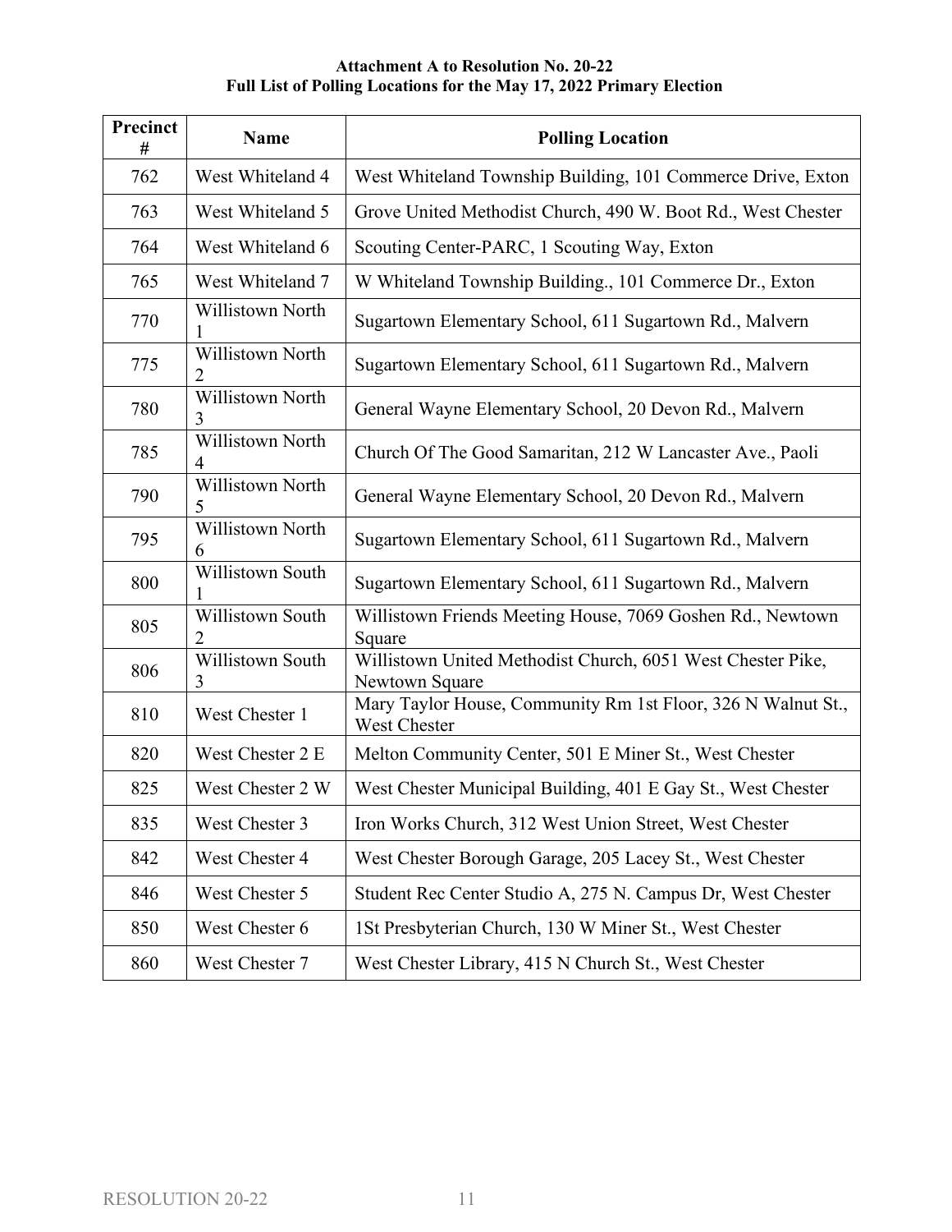**Attachment A to Resolution No. 20-22**
**Full List of Polling Locations for the May 17, 2022 Primary Election**

| Precinct # | Name | Polling Location |
|---|---|---|
| 762 | West Whiteland 4 | West Whiteland Township Building, 101 Commerce Drive, Exton |
| 763 | West Whiteland 5 | Grove United Methodist Church, 490 W. Boot Rd., West Chester |
| 764 | West Whiteland 6 | Scouting Center-PARC, 1 Scouting Way, Exton |
| 765 | West Whiteland 7 | W Whiteland Township Building., 101 Commerce Dr., Exton |
| 770 | Willistown North 1 | Sugartown Elementary School, 611 Sugartown Rd., Malvern |
| 775 | Willistown North 2 | Sugartown Elementary School, 611 Sugartown Rd., Malvern |
| 780 | Willistown North 3 | General Wayne Elementary School, 20 Devon Rd., Malvern |
| 785 | Willistown North 4 | Church Of The Good Samaritan, 212 W Lancaster Ave., Paoli |
| 790 | Willistown North 5 | General Wayne Elementary School, 20 Devon Rd., Malvern |
| 795 | Willistown North 6 | Sugartown Elementary School, 611 Sugartown Rd., Malvern |
| 800 | Willistown South 1 | Sugartown Elementary School, 611 Sugartown Rd., Malvern |
| 805 | Willistown South 2 | Willistown Friends Meeting House, 7069 Goshen Rd., Newtown Square |
| 806 | Willistown South 3 | Willistown United Methodist Church, 6051 West Chester Pike, Newtown Square |
| 810 | West Chester 1 | Mary Taylor House, Community Rm 1st Floor, 326 N Walnut St., West Chester |
| 820 | West Chester 2 E | Melton Community Center, 501 E Miner St., West Chester |
| 825 | West Chester 2 W | West Chester Municipal Building, 401 E Gay St., West Chester |
| 835 | West Chester 3 | Iron Works Church, 312 West Union Street, West Chester |
| 842 | West Chester 4 | West Chester Borough Garage, 205 Lacey St., West Chester |
| 846 | West Chester 5 | Student Rec Center Studio A, 275 N. Campus Dr, West Chester |
| 850 | West Chester 6 | 1St Presbyterian Church, 130 W Miner St., West Chester |
| 860 | West Chester 7 | West Chester Library, 415 N Church St., West Chester |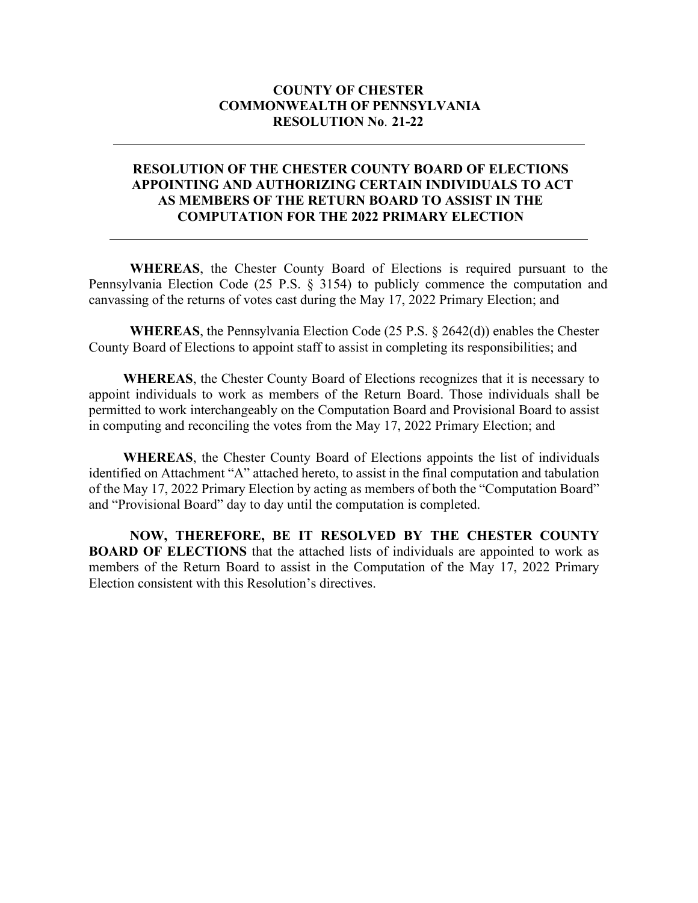**COUNTY OF CHESTER**
**COMMONWEALTH OF PENNSYLVANIA**
**RESOLUTION No. 21-22**

---

# RESOLUTION OF THE CHESTER COUNTY BOARD OF ELECTIONS APPOINTING AND AUTHORIZING CERTAIN INDIVIDUALS TO ACT AS MEMBERS OF THE RETURN BOARD TO ASSIST IN THE COMPUTATION FOR THE 2022 PRIMARY ELECTION

---

**WHEREAS**, the Chester County Board of Elections is required pursuant to the Pennsylvania Election Code (25 P.S. § 3154) to publicly commence the computation and canvassing of the returns of votes cast during the May 17, 2022 Primary Election; and

**WHEREAS**, the Pennsylvania Election Code (25 P.S. § 2642(d)) enables the Chester County Board of Elections to appoint staff to assist in completing its responsibilities; and

**WHEREAS**, the Chester County Board of Elections recognizes that it is necessary to appoint individuals to work as members of the Return Board. Those individuals shall be permitted to work interchangeably on the Computation Board and Provisional Board to assist in computing and reconciling the votes from the May 17, 2022 Primary Election; and

**WHEREAS**, the Chester County Board of Elections appoints the list of individuals identified on Attachment "A" attached hereto, to assist in the final computation and tabulation of the May 17, 2022 Primary Election by acting as members of both the "Computation Board" and "Provisional Board" day to day until the computation is completed.

**NOW, THEREFORE, BE IT RESOLVED BY THE CHESTER COUNTY BOARD OF ELECTIONS** that the attached lists of individuals are appointed to work as members of the Return Board to assist in the Computation of the May 17, 2022 Primary Election consistent with this Resolution's directives.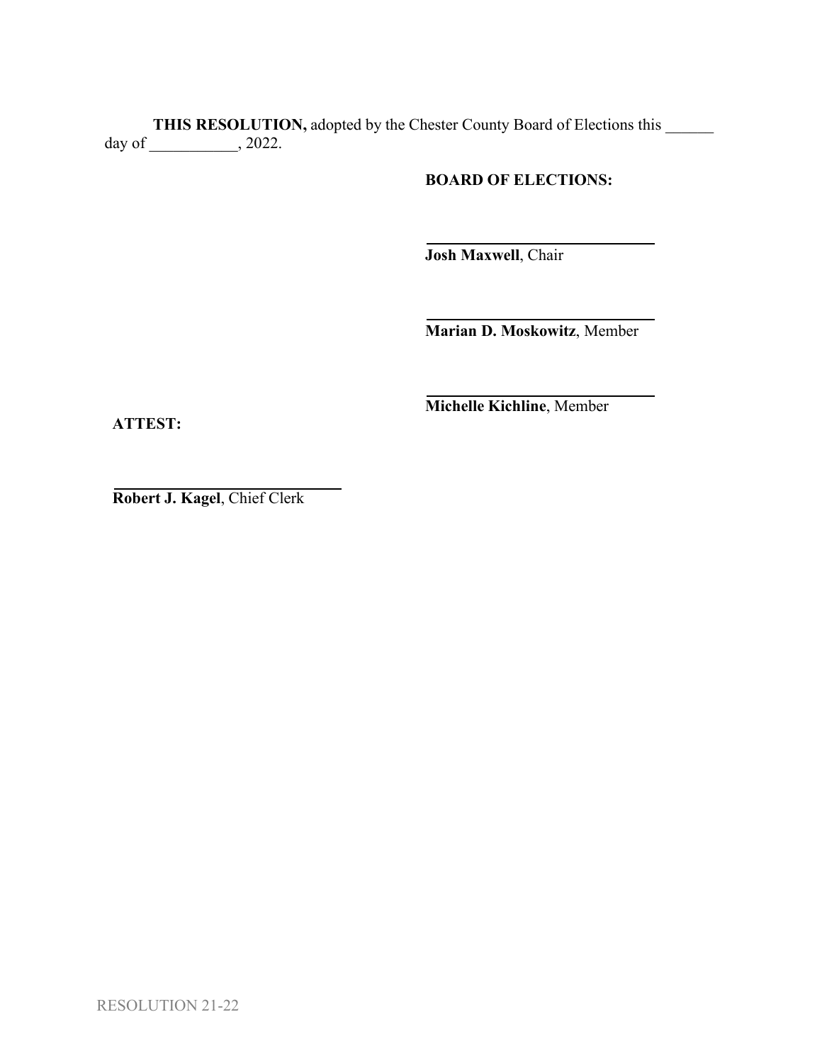**THIS RESOLUTION,** adopted by the Chester County Board of Elections this ______ day of ___________, 2022.

**BOARD OF ELECTIONS:**

____________________________
**Josh Maxwell**, Chair

____________________________
**Marian D. Moskowitz**, Member

____________________________
**Michelle Kichline**, Member

**ATTEST:**

____________________________
**Robert J. Kagel**, Chief Clerk

RESOLUTION 21-22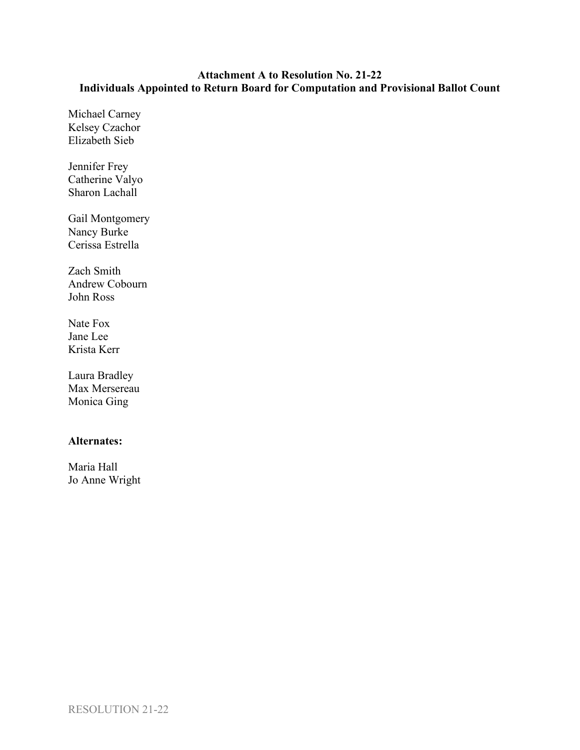**Attachment A to Resolution No. 21-22**
**Individuals Appointed to Return Board for Computation and Provisional Ballot Count**

Michael Carney
Kelsey Czachor
Elizabeth Sieb

Jennifer Frey
Catherine Valyo
Sharon Lachall

Gail Montgomery
Nancy Burke
Cerissa Estrella

Zach Smith
Andrew Cobourn
John Ross

Nate Fox
Jane Lee
Krista Kerr

Laura Bradley
Max Mersereau
Monica Ging

**Alternates:**

Maria Hall
Jo Anne Wright